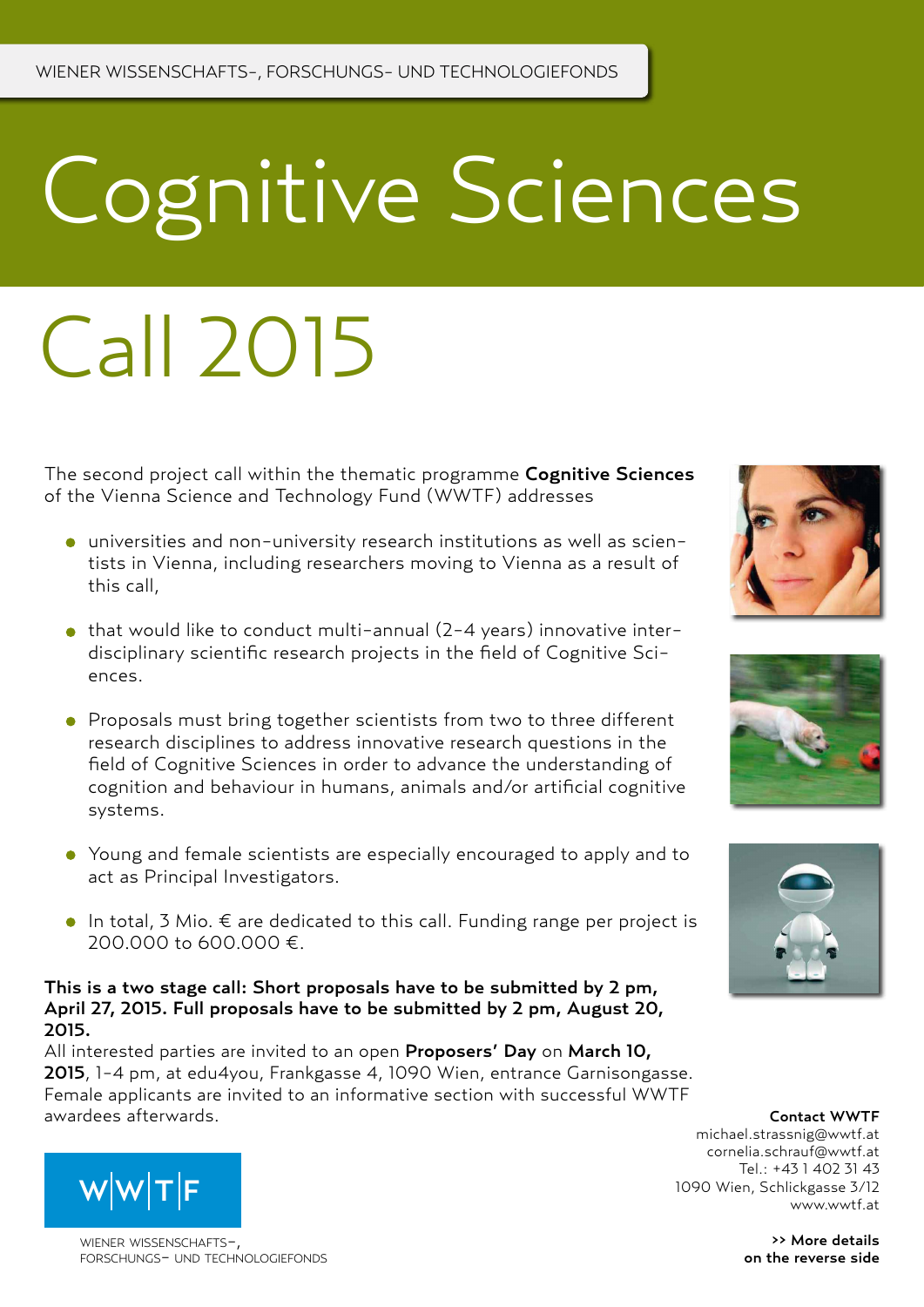WIENER WISSENSCHAFTS-, FORSCHUNGS- UND TECHNOLOGIEFONDS

# Cognitive Sciences

# Call 2015

The second project call within the thematic programme **Cognitive Sciences** of the Vienna Science and Technology Fund (WWTF) addresses

- universities and non-university research institutions as well as scientists in Vienna, including researchers moving to Vienna as a result of this call,
- that would like to conduct multi-annual (2-4 years) innovative interdisciplinary scientific research projects in the field of Cognitive Sciences.
- Proposals must bring together scientists from two to three different research disciplines to address innovative research questions in the field of Cognitive Sciences in order to advance the understanding of cognition and behaviour in humans, animals and/or artificial cognitive systems.
- Young and female scientists are especially encouraged to apply and to act as Principal Investigators.
- In total, 3 Mio. € are dedicated to this call. Funding range per project is 200.000 to 600.000 €.

**This is a two stage call: Short proposals have to be submitted by 2 pm, April 27, 2015. Full proposals have to be submitted by 2 pm, August 20, 2015.**

All interested parties are invited to an open **Proposers' Day** on **March 10, 2015**, 1-4 pm, at edu4you, Frankgasse 4, 1090 Wien, entrance Garnisongasse. Female applicants are invited to an informative section with successful WWTF awardees afterwards.

**Contact WWTF**
michael.strassnig@wwtf.at
cornelia.schrauf@wwtf.at
Tel.: +43 1 402 31 43
1090 Wien, Schlickgasse 3/12
www.wwtf.at

W|W|T|F
WIENER WISSENSCHAFTS-, FORSCHUNGS- UND TECHNOLOGIEFONDS

**>> More details on the reverse side**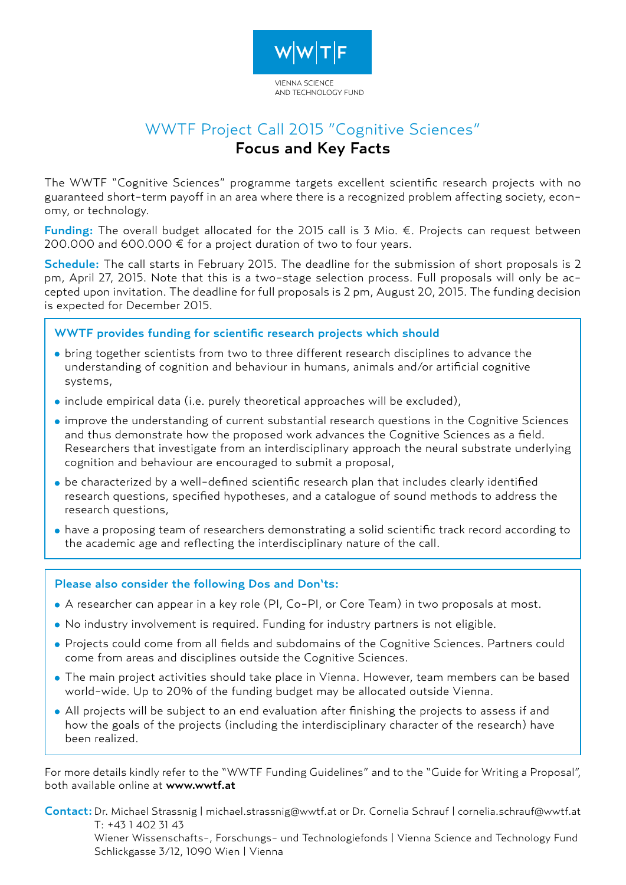W|W|T|F

VIENNA SCIENCE
AND TECHNOLOGY FUND

# WWTF Project Call 2015 "Cognitive Sciences"

## Focus and Key Facts

The WWTF "Cognitive Sciences" programme targets excellent scientific research projects with no guaranteed short-term payoff in an area where there is a recognized problem affecting society, economy, or technology.

**Funding:** The overall budget allocated for the 2015 call is 3 Mio. €. Projects can request between 200.000 and 600.000 € for a project duration of two to four years.

**Schedule:** The call starts in February 2015. The deadline for the submission of short proposals is 2 pm, April 27, 2015. Note that this is a two-stage selection process. Full proposals will only be accepted upon invitation. The deadline for full proposals is 2 pm, August 20, 2015. The funding decision is expected for December 2015.

**WWTF provides funding for scientific research projects which should**

- bring together scientists from two to three different research disciplines to advance the understanding of cognition and behaviour in humans, animals and/or artificial cognitive systems,
- include empirical data (i.e. purely theoretical approaches will be excluded),
- improve the understanding of current substantial research questions in the Cognitive Sciences and thus demonstrate how the proposed work advances the Cognitive Sciences as a field. Researchers that investigate from an interdisciplinary approach the neural substrate underlying cognition and behaviour are encouraged to submit a proposal,
- be characterized by a well-defined scientific research plan that includes clearly identified research questions, specified hypotheses, and a catalogue of sound methods to address the research questions,
- have a proposing team of researchers demonstrating a solid scientific track record according to the academic age and reflecting the interdisciplinary nature of the call.

**Please also consider the following Dos and Don'ts:**

- A researcher can appear in a key role (PI, Co-PI, or Core Team) in two proposals at most.
- No industry involvement is required. Funding for industry partners is not eligible.
- Projects could come from all fields and subdomains of the Cognitive Sciences. Partners could come from areas and disciplines outside the Cognitive Sciences.
- The main project activities should take place in Vienna. However, team members can be based world-wide. Up to 20% of the funding budget may be allocated outside Vienna.
- All projects will be subject to an end evaluation after finishing the projects to assess if and how the goals of the projects (including the interdisciplinary character of the research) have been realized.

For more details kindly refer to the "WWTF Funding Guidelines" and to the "Guide for Writing a Proposal", both available online at **www.wwtf.at**

**Contact:** Dr. Michael Strassnig | michael.strassnig@wwtf.at or Dr. Cornelia Schrauf | cornelia.schrauf@wwtf.at
T: +43 1 402 31 43
Wiener Wissenschafts-, Forschungs- und Technologiefonds | Vienna Science and Technology Fund
Schlickgasse 3/12, 1090 Wien | Vienna